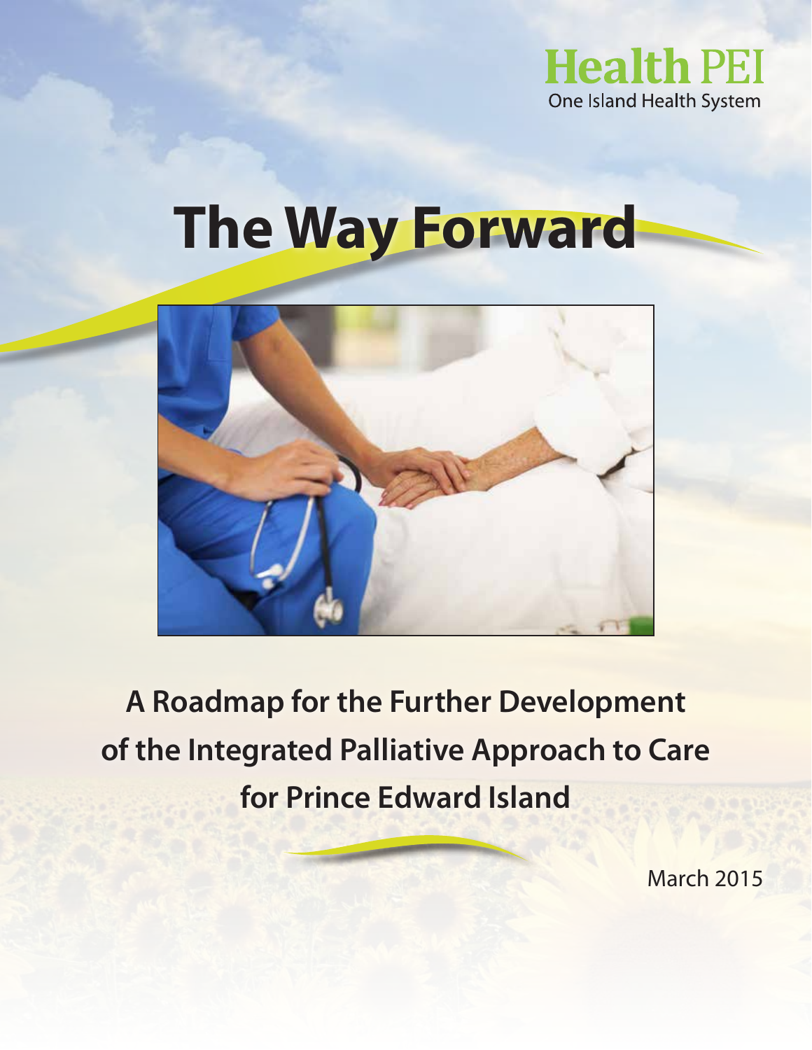Health PEI

One Island Health System

# The Way Forward

## A Roadmap for the Further Development of the Integrated Palliative Approach to Care for Prince Edward Island

March 2015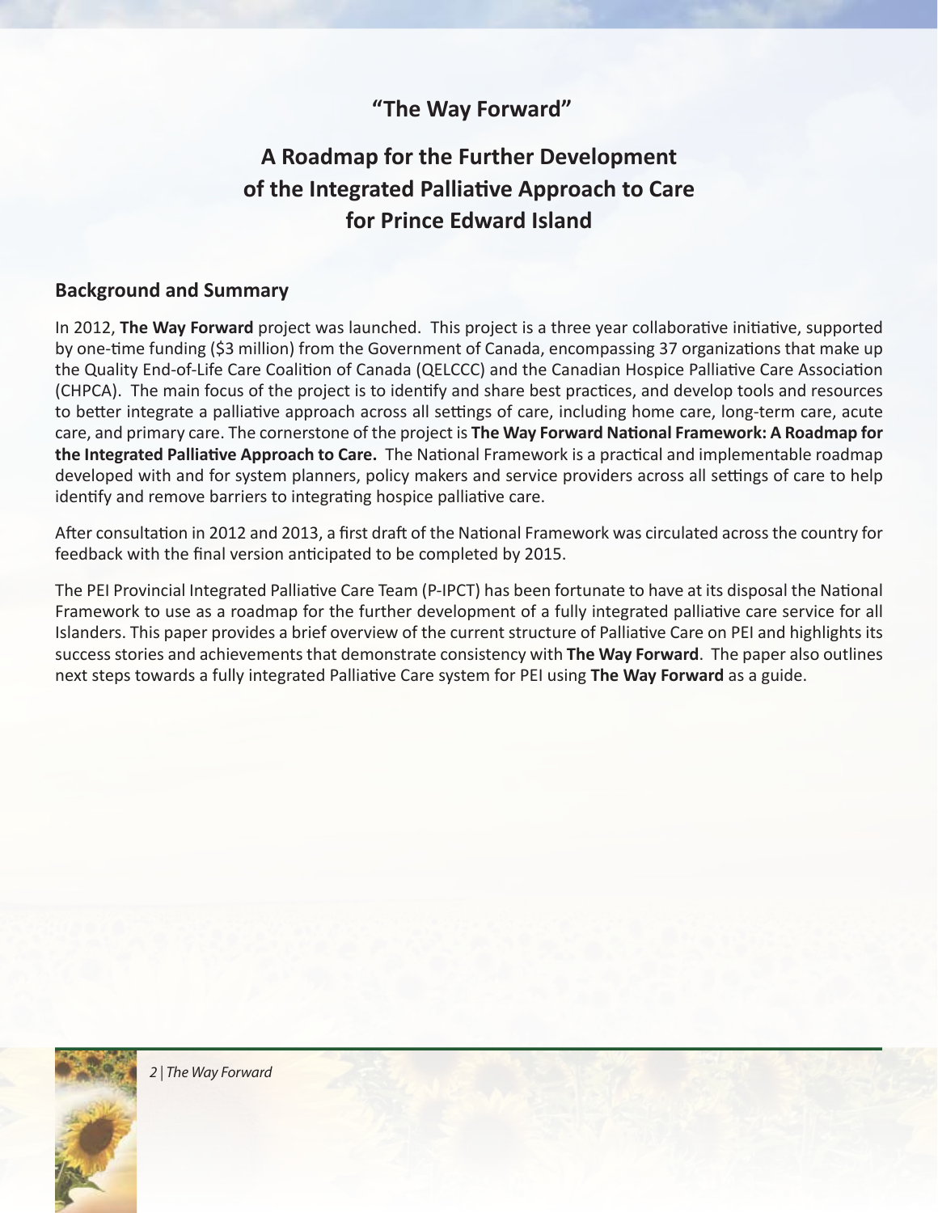# "The Way Forward"

## A Roadmap for the Further Development of the Integrated Palliative Approach to Care for Prince Edward Island

### Background and Summary

In 2012, **The Way Forward** project was launched. This project is a three year collaborative initiative, supported by one-time funding ($3 million) from the Government of Canada, encompassing 37 organizations that make up the Quality End-of-Life Care Coalition of Canada (QELCCC) and the Canadian Hospice Palliative Care Association (CHPCA). The main focus of the project is to identify and share best practices, and develop tools and resources to better integrate a palliative approach across all settings of care, including home care, long-term care, acute care, and primary care. The cornerstone of the project is **The Way Forward National Framework: A Roadmap for the Integrated Palliative Approach to Care.** The National Framework is a practical and implementable roadmap developed with and for system planners, policy makers and service providers across all settings of care to help identify and remove barriers to integrating hospice palliative care.

After consultation in 2012 and 2013, a first draft of the National Framework was circulated across the country for feedback with the final version anticipated to be completed by 2015.

The PEI Provincial Integrated Palliative Care Team (P-IPCT) has been fortunate to have at its disposal the National Framework to use as a roadmap for the further development of a fully integrated palliative care service for all Islanders. This paper provides a brief overview of the current structure of Palliative Care on PEI and highlights its success stories and achievements that demonstrate consistency with **The Way Forward**. The paper also outlines next steps towards a fully integrated Palliative Care system for PEI using **The Way Forward** as a guide.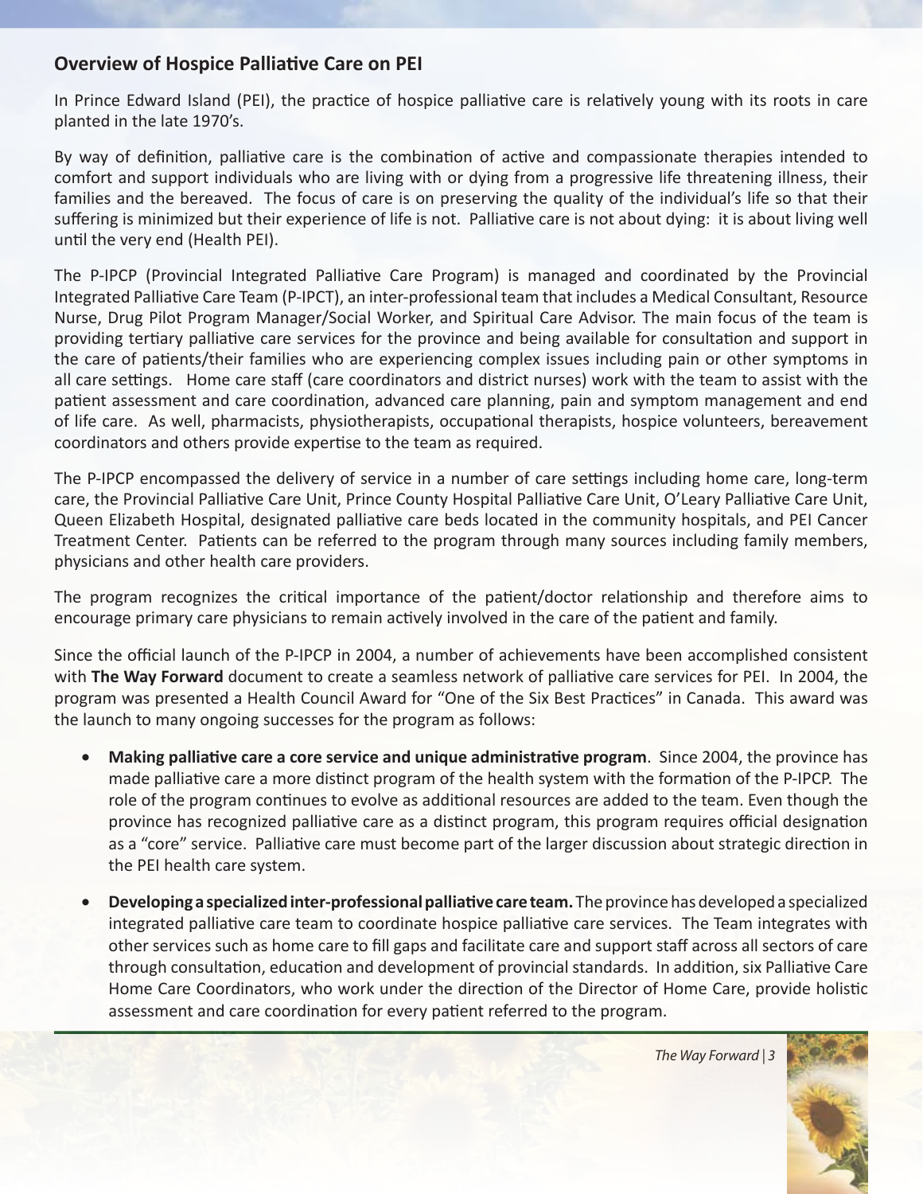## Overview of Hospice Palliative Care on PEI

In Prince Edward Island (PEI), the practice of hospice palliative care is relatively young with its roots in care planted in the late 1970's.

By way of definition, palliative care is the combination of active and compassionate therapies intended to comfort and support individuals who are living with or dying from a progressive life threatening illness, their families and the bereaved. The focus of care is on preserving the quality of the individual's life so that their suffering is minimized but their experience of life is not. Palliative care is not about dying: it is about living well until the very end (Health PEI).

The P-IPCP (Provincial Integrated Palliative Care Program) is managed and coordinated by the Provincial Integrated Palliative Care Team (P-IPCT), an inter-professional team that includes a Medical Consultant, Resource Nurse, Drug Pilot Program Manager/Social Worker, and Spiritual Care Advisor. The main focus of the team is providing tertiary palliative care services for the province and being available for consultation and support in the care of patients/their families who are experiencing complex issues including pain or other symptoms in all care settings. Home care staff (care coordinators and district nurses) work with the team to assist with the patient assessment and care coordination, advanced care planning, pain and symptom management and end of life care. As well, pharmacists, physiotherapists, occupational therapists, hospice volunteers, bereavement coordinators and others provide expertise to the team as required.

The P-IPCP encompassed the delivery of service in a number of care settings including home care, long-term care, the Provincial Palliative Care Unit, Prince County Hospital Palliative Care Unit, O'Leary Palliative Care Unit, Queen Elizabeth Hospital, designated palliative care beds located in the community hospitals, and PEI Cancer Treatment Center. Patients can be referred to the program through many sources including family members, physicians and other health care providers.

The program recognizes the critical importance of the patient/doctor relationship and therefore aims to encourage primary care physicians to remain actively involved in the care of the patient and family.

Since the official launch of the P-IPCP in 2004, a number of achievements have been accomplished consistent with **The Way Forward** document to create a seamless network of palliative care services for PEI. In 2004, the program was presented a Health Council Award for "One of the Six Best Practices" in Canada. This award was the launch to many ongoing successes for the program as follows:

- **Making palliative care a core service and unique administrative program**. Since 2004, the province has made palliative care a more distinct program of the health system with the formation of the P-IPCP. The role of the program continues to evolve as additional resources are added to the team. Even though the province has recognized palliative care as a distinct program, this program requires official designation as a "core" service. Palliative care must become part of the larger discussion about strategic direction in the PEI health care system.
- **Developing a specialized inter-professional palliative care team.** The province has developed a specialized integrated palliative care team to coordinate hospice palliative care services. The Team integrates with other services such as home care to fill gaps and facilitate care and support staff across all sectors of care through consultation, education and development of provincial standards. In addition, six Palliative Care Home Care Coordinators, who work under the direction of the Director of Home Care, provide holistic assessment and care coordination for every patient referred to the program.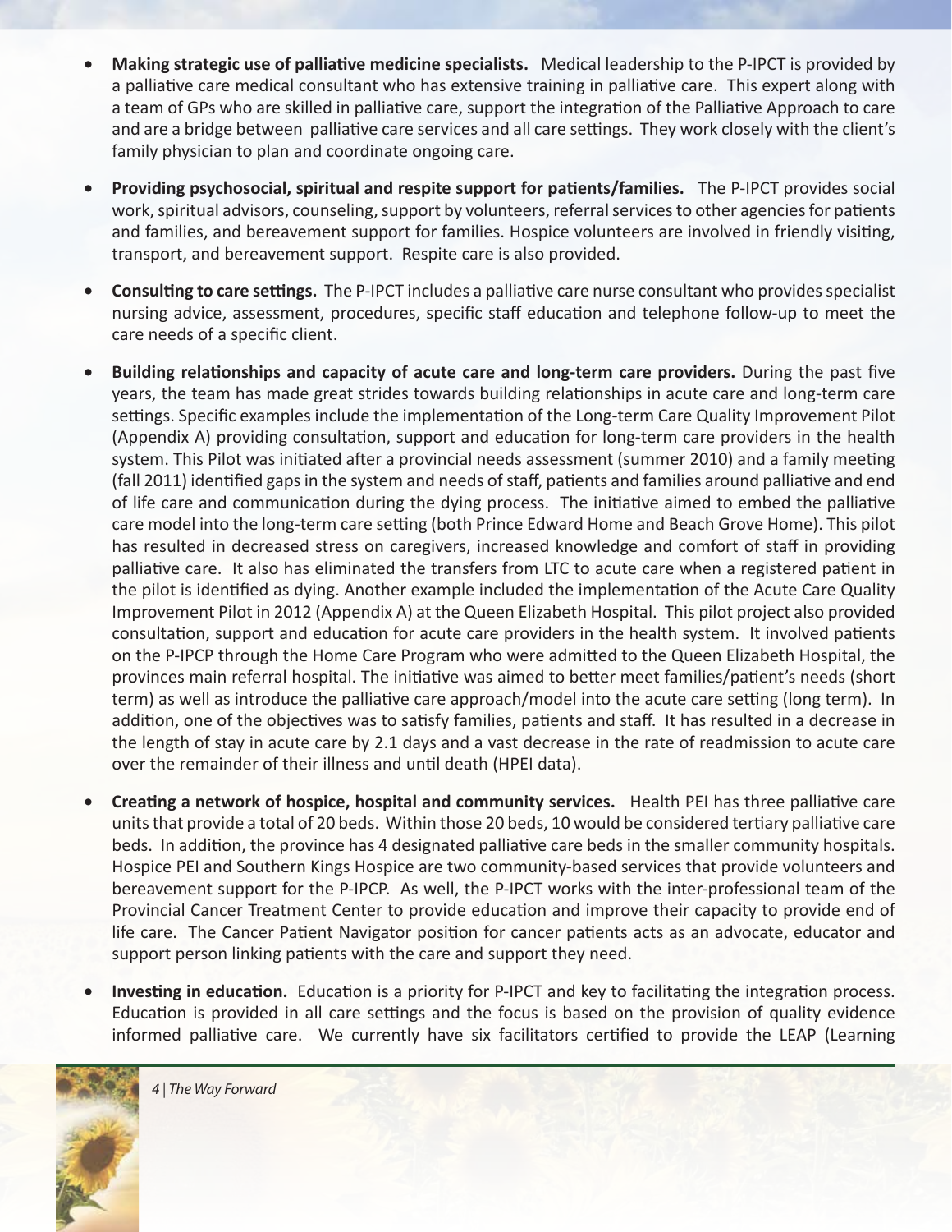- **Making strategic use of palliative medicine specialists.** Medical leadership to the P-IPCT is provided by a palliative care medical consultant who has extensive training in palliative care. This expert along with a team of GPs who are skilled in palliative care, support the integration of the Palliative Approach to care and are a bridge between palliative care services and all care settings. They work closely with the client's family physician to plan and coordinate ongoing care.

- **Providing psychosocial, spiritual and respite support for patients/families.** The P-IPCT provides social work, spiritual advisors, counseling, support by volunteers, referral services to other agencies for patients and families, and bereavement support for families. Hospice volunteers are involved in friendly visiting, transport, and bereavement support. Respite care is also provided.

- **Consulting to care settings.** The P-IPCT includes a palliative care nurse consultant who provides specialist nursing advice, assessment, procedures, specific staff education and telephone follow-up to meet the care needs of a specific client.

- **Building relationships and capacity of acute care and long-term care providers.** During the past five years, the team has made great strides towards building relationships in acute care and long-term care settings. Specific examples include the implementation of the Long-term Care Quality Improvement Pilot (Appendix A) providing consultation, support and education for long-term care providers in the health system. This Pilot was initiated after a provincial needs assessment (summer 2010) and a family meeting (fall 2011) identified gaps in the system and needs of staff, patients and families around palliative and end of life care and communication during the dying process. The initiative aimed to embed the palliative care model into the long-term care setting (both Prince Edward Home and Beach Grove Home). This pilot has resulted in decreased stress on caregivers, increased knowledge and comfort of staff in providing palliative care. It also has eliminated the transfers from LTC to acute care when a registered patient in the pilot is identified as dying. Another example included the implementation of the Acute Care Quality Improvement Pilot in 2012 (Appendix A) at the Queen Elizabeth Hospital. This pilot project also provided consultation, support and education for acute care providers in the health system. It involved patients on the P-IPCP through the Home Care Program who were admitted to the Queen Elizabeth Hospital, the provinces main referral hospital. The initiative was aimed to better meet families/patient's needs (short term) as well as introduce the palliative care approach/model into the acute care setting (long term). In addition, one of the objectives was to satisfy families, patients and staff. It has resulted in a decrease in the length of stay in acute care by 2.1 days and a vast decrease in the rate of readmission to acute care over the remainder of their illness and until death (HPEI data).

- **Creating a network of hospice, hospital and community services.** Health PEI has three palliative care units that provide a total of 20 beds. Within those 20 beds, 10 would be considered tertiary palliative care beds. In addition, the province has 4 designated palliative care beds in the smaller community hospitals. Hospice PEI and Southern Kings Hospice are two community-based services that provide volunteers and bereavement support for the P-IPCP. As well, the P-IPCT works with the inter-professional team of the Provincial Cancer Treatment Center to provide education and improve their capacity to provide end of life care. The Cancer Patient Navigator position for cancer patients acts as an advocate, educator and support person linking patients with the care and support they need.

- **Investing in education.** Education is a priority for P-IPCT and key to facilitating the integration process. Education is provided in all care settings and the focus is based on the provision of quality evidence informed palliative care. We currently have six facilitators certified to provide the LEAP (Learning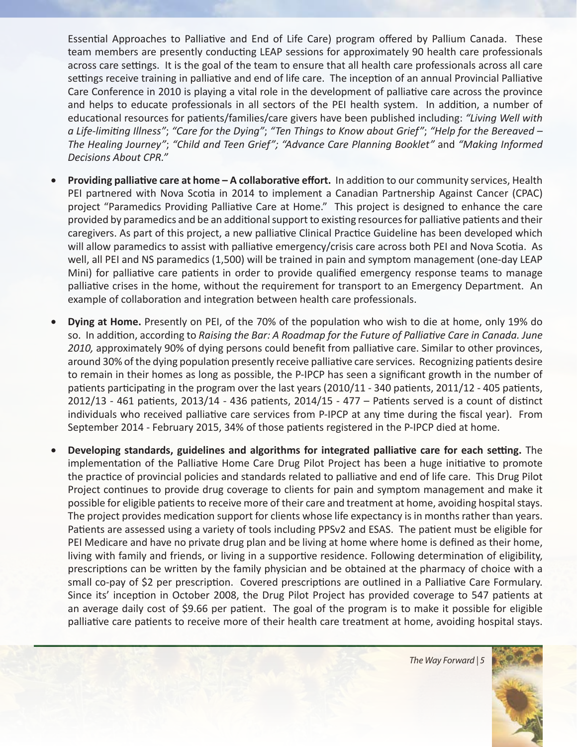Essential Approaches to Palliative and End of Life Care) program offered by Pallium Canada. These team members are presently conducting LEAP sessions for approximately 90 health care professionals across care settings. It is the goal of the team to ensure that all health care professionals across all care settings receive training in palliative and end of life care. The inception of an annual Provincial Palliative Care Conference in 2010 is playing a vital role in the development of palliative care across the province and helps to educate professionals in all sectors of the PEI health system. In addition, a number of educational resources for patients/families/care givers have been published including: *"Living Well with a Life-limiting Illness"*; *"Care for the Dying"*; *"Ten Things to Know about Grief"*; *"Help for the Bereaved – The Healing Journey"*; *"Child and Teen Grief"; "Advance Care Planning Booklet"* and *"Making Informed Decisions About CPR."*

- **Providing palliative care at home – A collaborative effort.** In addition to our community services, Health PEI partnered with Nova Scotia in 2014 to implement a Canadian Partnership Against Cancer (CPAC) project "Paramedics Providing Palliative Care at Home." This project is designed to enhance the care provided by paramedics and be an additional support to existing resources for palliative patients and their caregivers. As part of this project, a new palliative Clinical Practice Guideline has been developed which will allow paramedics to assist with palliative emergency/crisis care across both PEI and Nova Scotia. As well, all PEI and NS paramedics (1,500) will be trained in pain and symptom management (one-day LEAP Mini) for palliative care patients in order to provide qualified emergency response teams to manage palliative crises in the home, without the requirement for transport to an Emergency Department. An example of collaboration and integration between health care professionals.

- **Dying at Home.** Presently on PEI, of the 70% of the population who wish to die at home, only 19% do so. In addition, according to *Raising the Bar: A Roadmap for the Future of Palliative Care in Canada. June 2010,* approximately 90% of dying persons could benefit from palliative care. Similar to other provinces, around 30% of the dying population presently receive palliative care services. Recognizing patients desire to remain in their homes as long as possible, the P-IPCP has seen a significant growth in the number of patients participating in the program over the last years (2010/11 - 340 patients, 2011/12 - 405 patients, 2012/13 - 461 patients, 2013/14 - 436 patients, 2014/15 - 477 – Patients served is a count of distinct individuals who received palliative care services from P-IPCP at any time during the fiscal year). From September 2014 - February 2015, 34% of those patients registered in the P-IPCP died at home.

- **Developing standards, guidelines and algorithms for integrated palliative care for each setting.** The implementation of the Palliative Home Care Drug Pilot Project has been a huge initiative to promote the practice of provincial policies and standards related to palliative and end of life care. This Drug Pilot Project continues to provide drug coverage to clients for pain and symptom management and make it possible for eligible patients to receive more of their care and treatment at home, avoiding hospital stays. The project provides medication support for clients whose life expectancy is in months rather than years. Patients are assessed using a variety of tools including PPSv2 and ESAS. The patient must be eligible for PEI Medicare and have no private drug plan and be living at home where home is defined as their home, living with family and friends, or living in a supportive residence. Following determination of eligibility, prescriptions can be written by the family physician and be obtained at the pharmacy of choice with a small co-pay of $2 per prescription. Covered prescriptions are outlined in a Palliative Care Formulary. Since its' inception in October 2008, the Drug Pilot Project has provided coverage to 547 patients at an average daily cost of $9.66 per patient. The goal of the program is to make it possible for eligible palliative care patients to receive more of their health care treatment at home, avoiding hospital stays.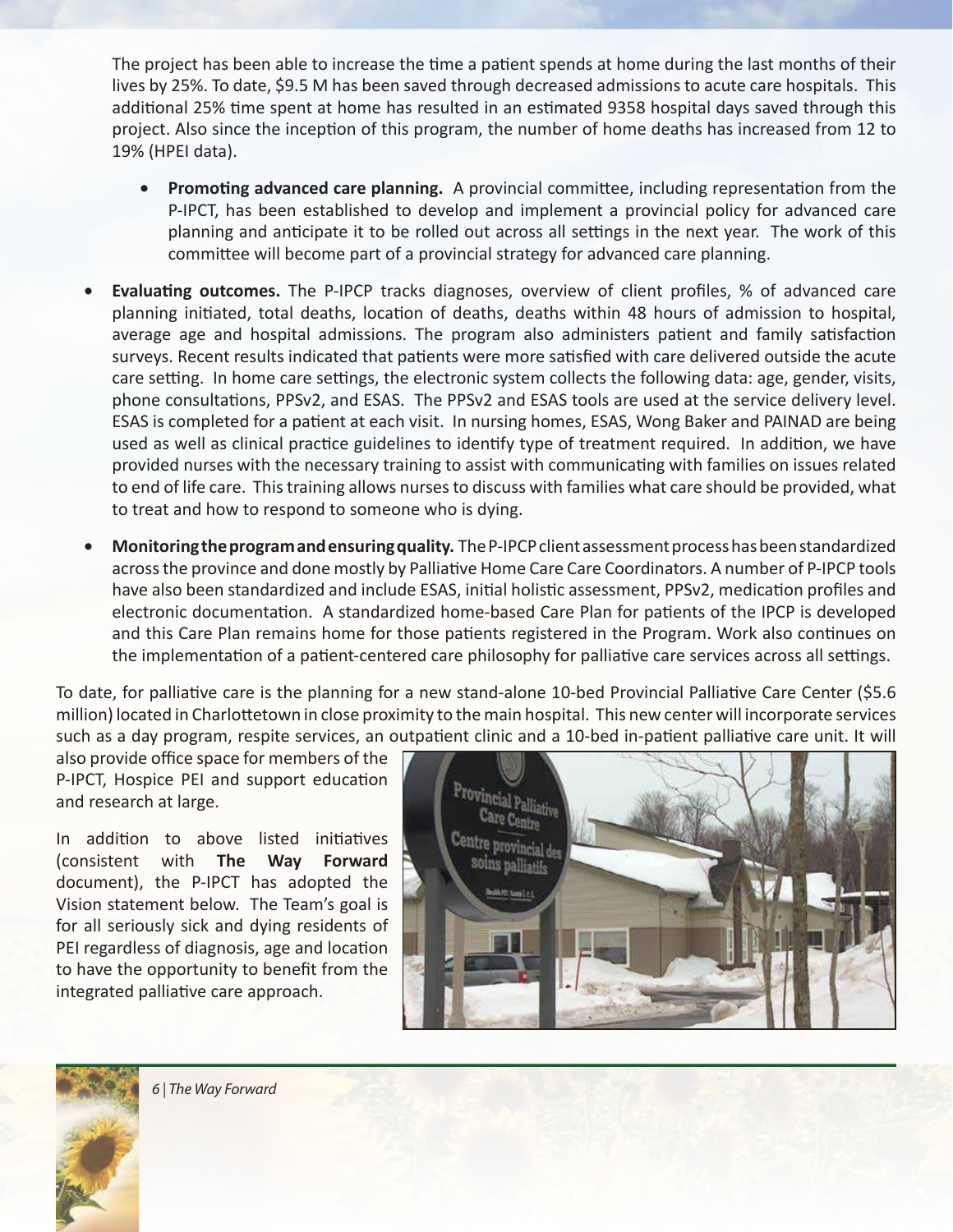The project has been able to increase the time a patient spends at home during the last months of their lives by 25%. To date, $9.5 M has been saved through decreased admissions to acute care hospitals. This additional 25% time spent at home has resulted in an estimated 9358 hospital days saved through this project. Also since the inception of this program, the number of home deaths has increased from 12 to 19% (HPEI data).

- **Promoting advanced care planning.** A provincial committee, including representation from the P-IPCT, has been established to develop and implement a provincial policy for advanced care planning and anticipate it to be rolled out across all settings in the next year. The work of this committee will become part of a provincial strategy for advanced care planning.

- **Evaluating outcomes.** The P-IPCP tracks diagnoses, overview of client profiles, % of advanced care planning initiated, total deaths, location of deaths, deaths within 48 hours of admission to hospital, average age and hospital admissions. The program also administers patient and family satisfaction surveys. Recent results indicated that patients were more satisfied with care delivered outside the acute care setting. In home care settings, the electronic system collects the following data: age, gender, visits, phone consultations, PPSv2, and ESAS. The PPSv2 and ESAS tools are used at the service delivery level. ESAS is completed for a patient at each visit. In nursing homes, ESAS, Wong Baker and PAINAD are being used as well as clinical practice guidelines to identify type of treatment required. In addition, we have provided nurses with the necessary training to assist with communicating with families on issues related to end of life care. This training allows nurses to discuss with families what care should be provided, what to treat and how to respond to someone who is dying.

- **Monitoring the program and ensuring quality.** The P-IPCP client assessment process has been standardized across the province and done mostly by Palliative Home Care Care Coordinators. A number of P-IPCP tools have also been standardized and include ESAS, initial holistic assessment, PPSv2, medication profiles and electronic documentation. A standardized home-based Care Plan for patients of the IPCP is developed and this Care Plan remains home for those patients registered in the Program. Work also continues on the implementation of a patient-centered care philosophy for palliative care services across all settings.

To date, for palliative care is the planning for a new stand-alone 10-bed Provincial Palliative Care Center ($5.6 million) located in Charlottetown in close proximity to the main hospital. This new center will incorporate services such as a day program, respite services, an outpatient clinic and a 10-bed in-patient palliative care unit. It will also provide office space for members of the P-IPCT, Hospice PEI and support education and research at large.

In addition to above listed initiatives (consistent with **The Way Forward** document), the P-IPCT has adopted the Vision statement below. The Team's goal is for all seriously sick and dying residents of PEI regardless of diagnosis, age and location to have the opportunity to benefit from the integrated palliative care approach.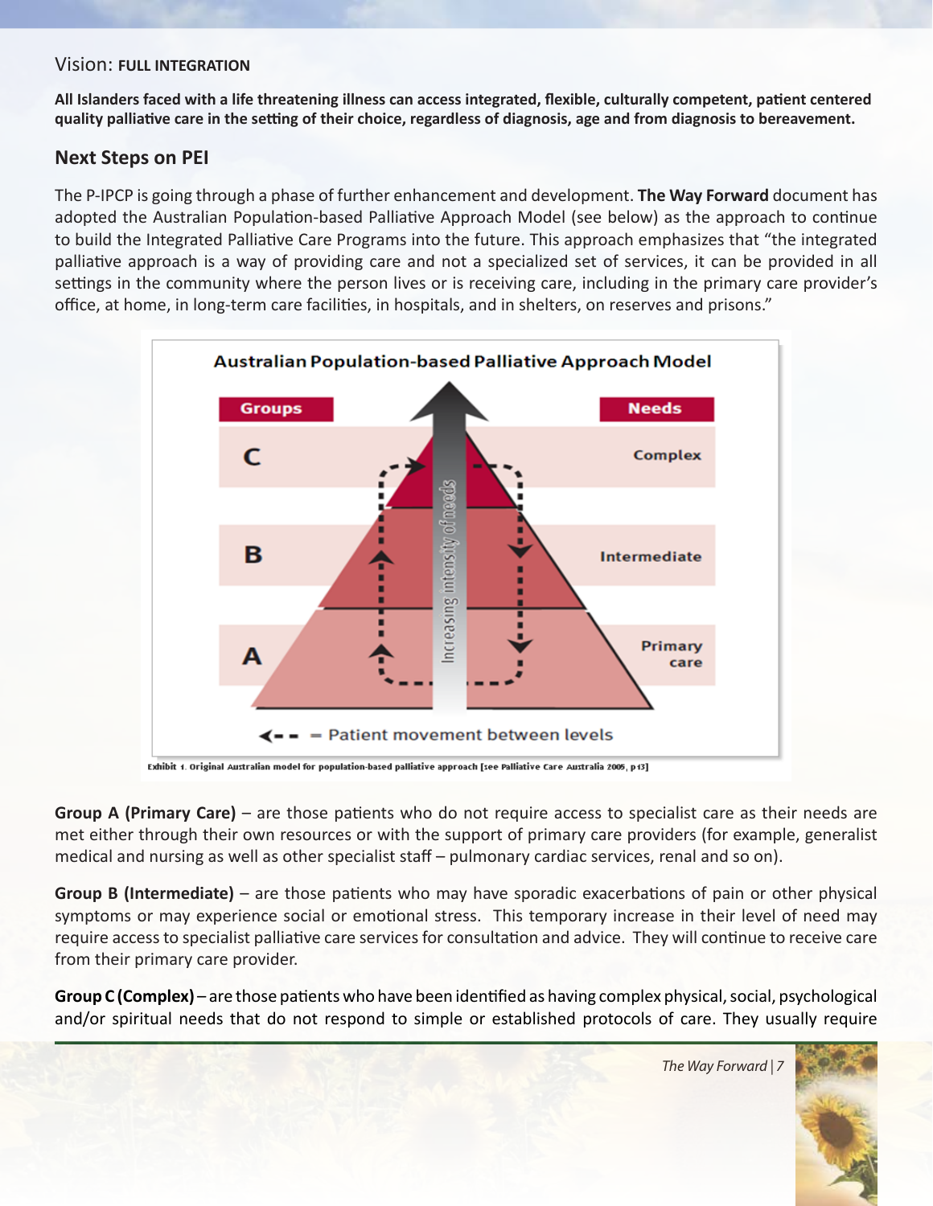Vision: **FULL INTEGRATION**

**All Islanders faced with a life threatening illness can access integrated, flexible, culturally competent, patient centered quality palliative care in the setting of their choice, regardless of diagnosis, age and from diagnosis to bereavement.**

## Next Steps on PEI

The P-IPCP is going through a phase of further enhancement and development. **The Way Forward** document has adopted the Australian Population-based Palliative Approach Model (see below) as the approach to continue to build the Integrated Palliative Care Programs into the future. This approach emphasizes that "the integrated palliative approach is a way of providing care and not a specialized set of services, it can be provided in all settings in the community where the person lives or is receiving care, including in the primary care provider's office, at home, in long-term care facilities, in hospitals, and in shelters, on reserves and prisons."

**Australian Population-based Palliative Approach Model**

| Groups | Needs |
|---|---|
| C | Complex |
| B | Intermediate |
| A | Primary care |

Increasing intensity of needs

<-- = Patient movement between levels

Exhibit 1. Original Australian model for population-based palliative approach [see Palliative Care Australia 2005, p13]

**Group A (Primary Care)** – are those patients who do not require access to specialist care as their needs are met either through their own resources or with the support of primary care providers (for example, generalist medical and nursing as well as other specialist staff – pulmonary cardiac services, renal and so on).

**Group B (Intermediate)** – are those patients who may have sporadic exacerbations of pain or other physical symptoms or may experience social or emotional stress. This temporary increase in their level of need may require access to specialist palliative care services for consultation and advice. They will continue to receive care from their primary care provider.

**Group C (Complex)** – are those patients who have been identified as having complex physical, social, psychological and/or spiritual needs that do not respond to simple or established protocols of care. They usually require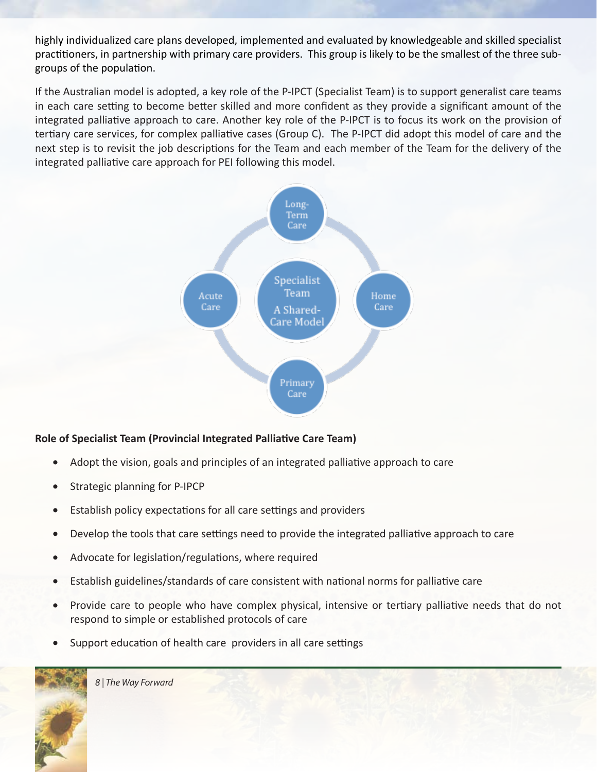highly individualized care plans developed, implemented and evaluated by knowledgeable and skilled specialist practitioners, in partnership with primary care providers. This group is likely to be the smallest of the three sub-groups of the population.

If the Australian model is adopted, a key role of the P-IPCT (Specialist Team) is to support generalist care teams in each care setting to become better skilled and more confident as they provide a significant amount of the integrated palliative approach to care. Another key role of the P-IPCT is to focus its work on the provision of tertiary care services, for complex palliative cases (Group C). The P-IPCT did adopt this model of care and the next step is to revisit the job descriptions for the Team and each member of the Team for the delivery of the integrated palliative care approach for PEI following this model.

Long-Term Care

Acute Care

Specialist Team

A Shared-Care Model

Home Care

Primary Care

**Role of Specialist Team (Provincial Integrated Palliative Care Team)**

- Adopt the vision, goals and principles of an integrated palliative approach to care
- Strategic planning for P-IPCP
- Establish policy expectations for all care settings and providers
- Develop the tools that care settings need to provide the integrated palliative approach to care
- Advocate for legislation/regulations, where required
- Establish guidelines/standards of care consistent with national norms for palliative care
- Provide care to people who have complex physical, intensive or tertiary palliative needs that do not respond to simple or established protocols of care
- Support education of health care providers in all care settings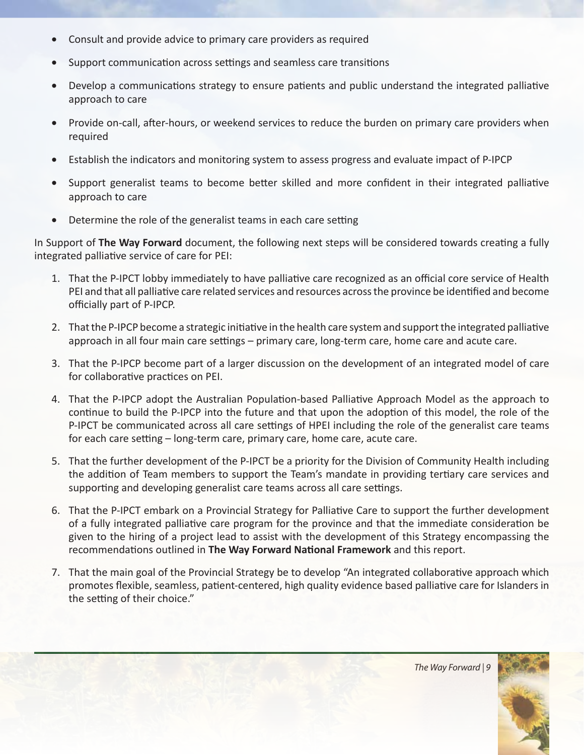- Consult and provide advice to primary care providers as required
- Support communication across settings and seamless care transitions
- Develop a communications strategy to ensure patients and public understand the integrated palliative approach to care
- Provide on-call, after-hours, or weekend services to reduce the burden on primary care providers when required
- Establish the indicators and monitoring system to assess progress and evaluate impact of P-IPCP
- Support generalist teams to become better skilled and more confident in their integrated palliative approach to care
- Determine the role of the generalist teams in each care setting

In Support of **The Way Forward** document, the following next steps will be considered towards creating a fully integrated palliative service of care for PEI:

1. That the P-IPCT lobby immediately to have palliative care recognized as an official core service of Health PEI and that all palliative care related services and resources across the province be identified and become officially part of P-IPCP.
2. That the P-IPCP become a strategic initiative in the health care system and support the integrated palliative approach in all four main care settings – primary care, long-term care, home care and acute care.
3. That the P-IPCP become part of a larger discussion on the development of an integrated model of care for collaborative practices on PEI.
4. That the P-IPCP adopt the Australian Population-based Palliative Approach Model as the approach to continue to build the P-IPCP into the future and that upon the adoption of this model, the role of the P-IPCT be communicated across all care settings of HPEI including the role of the generalist care teams for each care setting – long-term care, primary care, home care, acute care.
5. That the further development of the P-IPCT be a priority for the Division of Community Health including the addition of Team members to support the Team's mandate in providing tertiary care services and supporting and developing generalist care teams across all care settings.
6. That the P-IPCT embark on a Provincial Strategy for Palliative Care to support the further development of a fully integrated palliative care program for the province and that the immediate consideration be given to the hiring of a project lead to assist with the development of this Strategy encompassing the recommendations outlined in **The Way Forward National Framework** and this report.
7. That the main goal of the Provincial Strategy be to develop "An integrated collaborative approach which promotes flexible, seamless, patient-centered, high quality evidence based palliative care for Islanders in the setting of their choice."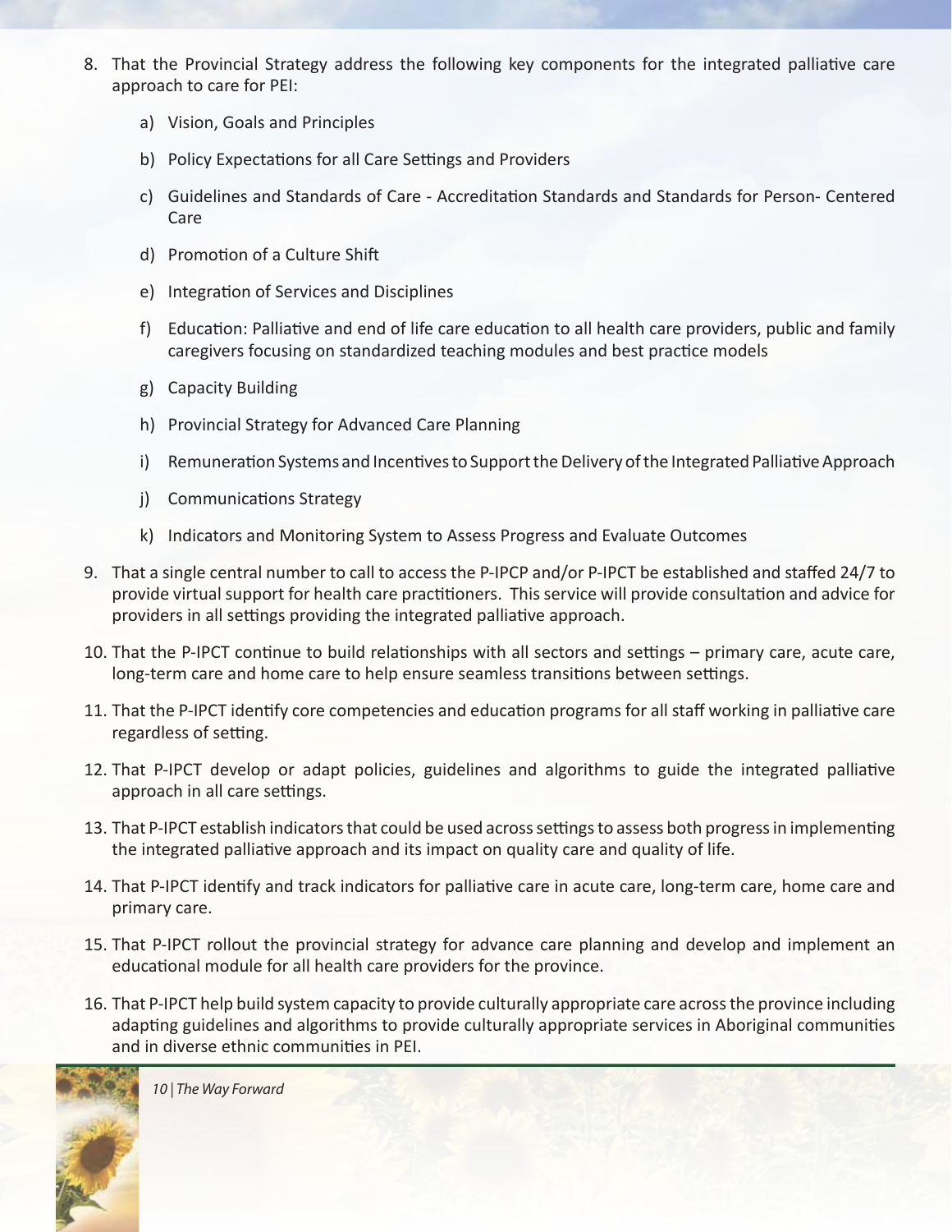8. That the Provincial Strategy address the following key components for the integrated palliative care approach to care for PEI:

    a) Vision, Goals and Principles

    b) Policy Expectations for all Care Settings and Providers

    c) Guidelines and Standards of Care - Accreditation Standards and Standards for Person- Centered Care

    d) Promotion of a Culture Shift

    e) Integration of Services and Disciplines

    f) Education: Palliative and end of life care education to all health care providers, public and family caregivers focusing on standardized teaching modules and best practice models

    g) Capacity Building

    h) Provincial Strategy for Advanced Care Planning

    i) Remuneration Systems and Incentives to Support the Delivery of the Integrated Palliative Approach

    j) Communications Strategy

    k) Indicators and Monitoring System to Assess Progress and Evaluate Outcomes

9. That a single central number to call to access the P-IPCP and/or P-IPCT be established and staffed 24/7 to provide virtual support for health care practitioners. This service will provide consultation and advice for providers in all settings providing the integrated palliative approach.

10. That the P-IPCT continue to build relationships with all sectors and settings – primary care, acute care, long-term care and home care to help ensure seamless transitions between settings.

11. That the P-IPCT identify core competencies and education programs for all staff working in palliative care regardless of setting.

12. That P-IPCT develop or adapt policies, guidelines and algorithms to guide the integrated palliative approach in all care settings.

13. That P-IPCT establish indicators that could be used across settings to assess both progress in implementing the integrated palliative approach and its impact on quality care and quality of life.

14. That P-IPCT identify and track indicators for palliative care in acute care, long-term care, home care and primary care.

15. That P-IPCT rollout the provincial strategy for advance care planning and develop and implement an educational module for all health care providers for the province.

16. That P-IPCT help build system capacity to provide culturally appropriate care across the province including adapting guidelines and algorithms to provide culturally appropriate services in Aboriginal communities and in diverse ethnic communities in PEI.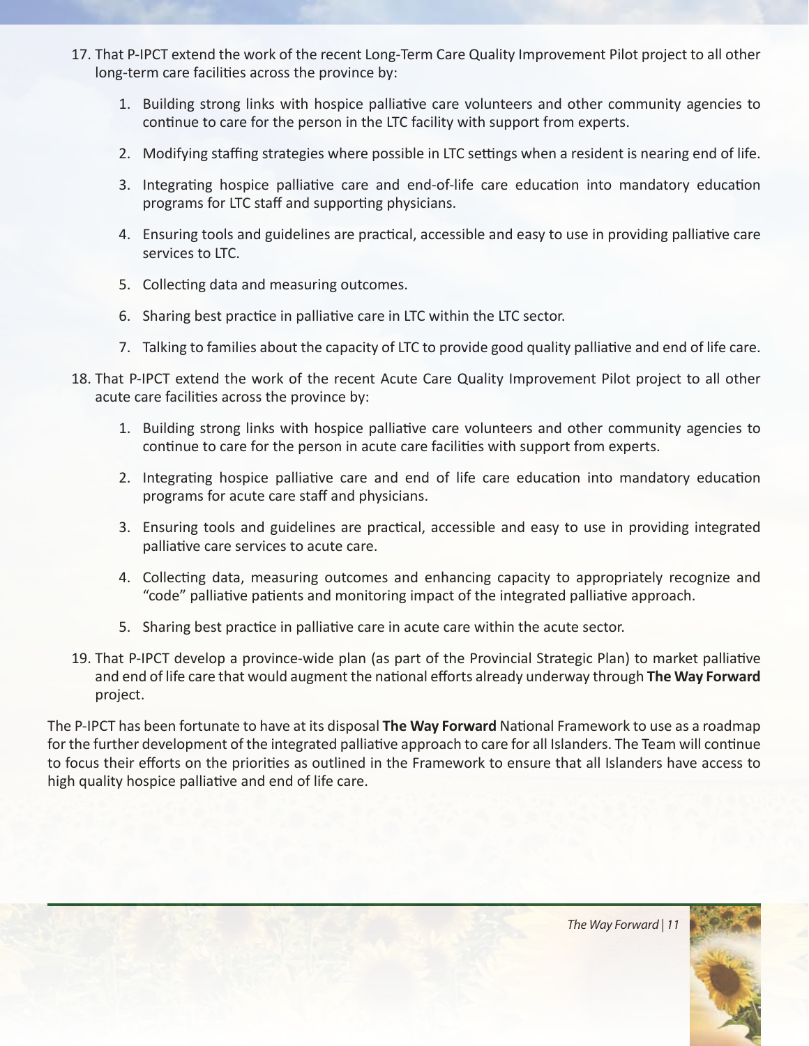17. That P-IPCT extend the work of the recent Long-Term Care Quality Improvement Pilot project to all other long-term care facilities across the province by:

    1. Building strong links with hospice palliative care volunteers and other community agencies to continue to care for the person in the LTC facility with support from experts.
    2. Modifying staffing strategies where possible in LTC settings when a resident is nearing end of life.
    3. Integrating hospice palliative care and end-of-life care education into mandatory education programs for LTC staff and supporting physicians.
    4. Ensuring tools and guidelines are practical, accessible and easy to use in providing palliative care services to LTC.
    5. Collecting data and measuring outcomes.
    6. Sharing best practice in palliative care in LTC within the LTC sector.
    7. Talking to families about the capacity of LTC to provide good quality palliative and end of life care.

18. That P-IPCT extend the work of the recent Acute Care Quality Improvement Pilot project to all other acute care facilities across the province by:

    1. Building strong links with hospice palliative care volunteers and other community agencies to continue to care for the person in acute care facilities with support from experts.
    2. Integrating hospice palliative care and end of life care education into mandatory education programs for acute care staff and physicians.
    3. Ensuring tools and guidelines are practical, accessible and easy to use in providing integrated palliative care services to acute care.
    4. Collecting data, measuring outcomes and enhancing capacity to appropriately recognize and "code" palliative patients and monitoring impact of the integrated palliative approach.
    5. Sharing best practice in palliative care in acute care within the acute sector.

19. That P-IPCT develop a province-wide plan (as part of the Provincial Strategic Plan) to market palliative and end of life care that would augment the national efforts already underway through **The Way Forward** project.

The P-IPCT has been fortunate to have at its disposal **The Way Forward** National Framework to use as a roadmap for the further development of the integrated palliative approach to care for all Islanders. The Team will continue to focus their efforts on the priorities as outlined in the Framework to ensure that all Islanders have access to high quality hospice palliative and end of life care.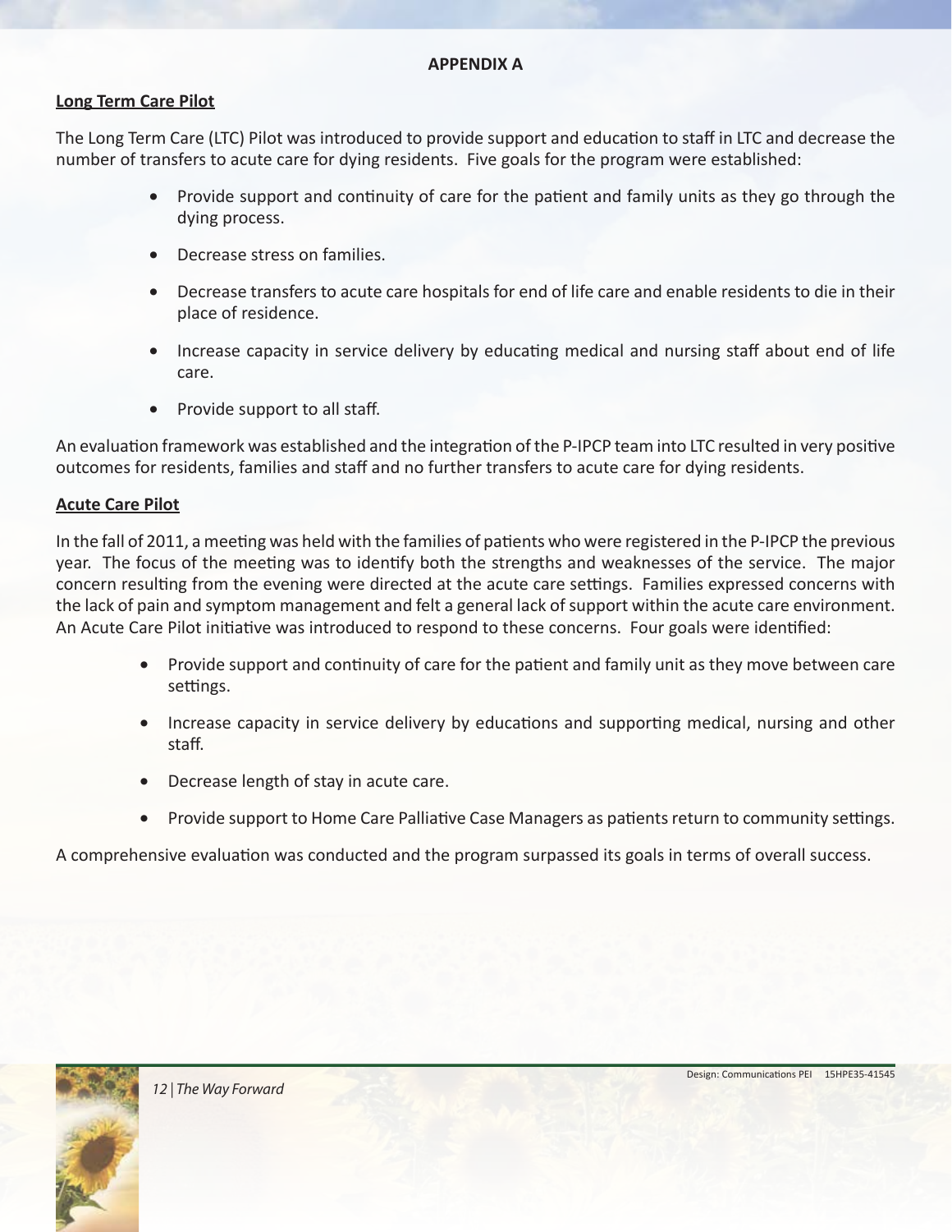# APPENDIX A

**Long Term Care Pilot**

The Long Term Care (LTC) Pilot was introduced to provide support and education to staff in LTC and decrease the number of transfers to acute care for dying residents. Five goals for the program were established:

- Provide support and continuity of care for the patient and family units as they go through the dying process.
- Decrease stress on families.
- Decrease transfers to acute care hospitals for end of life care and enable residents to die in their place of residence.
- Increase capacity in service delivery by educating medical and nursing staff about end of life care.
- Provide support to all staff.

An evaluation framework was established and the integration of the P-IPCP team into LTC resulted in very positive outcomes for residents, families and staff and no further transfers to acute care for dying residents.

**Acute Care Pilot**

In the fall of 2011, a meeting was held with the families of patients who were registered in the P-IPCP the previous year. The focus of the meeting was to identify both the strengths and weaknesses of the service. The major concern resulting from the evening were directed at the acute care settings. Families expressed concerns with the lack of pain and symptom management and felt a general lack of support within the acute care environment. An Acute Care Pilot initiative was introduced to respond to these concerns. Four goals were identified:

- Provide support and continuity of care for the patient and family unit as they move between care settings.
- Increase capacity in service delivery by educations and supporting medical, nursing and other staff.
- Decrease length of stay in acute care.
- Provide support to Home Care Palliative Case Managers as patients return to community settings.

A comprehensive evaluation was conducted and the program surpassed its goals in terms of overall success.

Design: Communications PEI 15HPE35-41545